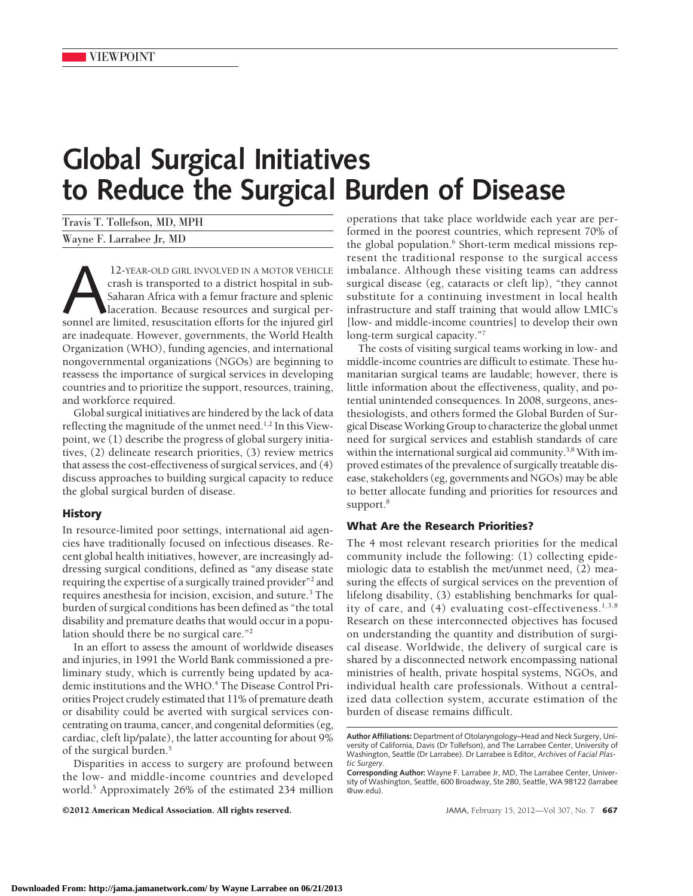VIEWPOINT

# Global Surgical Initiatives to Reduce the Surgical Burden of Disease

Travis T. Tollefson, MD, MPH

Wayne F. Larrabee Jr, MD

A 12-YEAR-OLD GIRL INVOLVED IN A MOTOR VEHICLE crash is transported to a district hospital in sub-Saharan Africa with a femur fracture and splenic laceration. Because resources and surgical personnel are limited, resuscitation efforts for the injured girl are inadequate. However, governments, the World Health Organization (WHO), funding agencies, and international nongovernmental organizations (NGOs) are beginning to reassess the importance of surgical services in developing countries and to prioritize the support, resources, training, and workforce required.

Global surgical initiatives are hindered by the lack of data reflecting the magnitude of the unmet need.[1,2] In this Viewpoint, we (1) describe the progress of global surgery initiatives, (2) delineate research priorities, (3) review metrics that assess the cost-effectiveness of surgical services, and (4) discuss approaches to building surgical capacity to reduce the global surgical burden of disease.

## History

In resource-limited poor settings, international aid agencies have traditionally focused on infectious diseases. Recent global health initiatives, however, are increasingly addressing surgical conditions, defined as "any disease state requiring the expertise of a surgically trained provider"[2] and requires anesthesia for incision, excision, and suture.[3] The burden of surgical conditions has been defined as "the total disability and premature deaths that would occur in a population should there be no surgical care."[2]

In an effort to assess the amount of worldwide diseases and injuries, in 1991 the World Bank commissioned a preliminary study, which is currently being updated by academic institutions and the WHO.[4] The Disease Control Priorities Project crudely estimated that 11% of premature death or disability could be averted with surgical services concentrating on trauma, cancer, and congenital deformities (eg, cardiac, cleft lip/palate), the latter accounting for about 9% of the surgical burden.[5]

Disparities in access to surgery are profound between the low- and middle-income countries and developed world.[5] Approximately 26% of the estimated 234 million operations that take place worldwide each year are performed in the poorest countries, which represent 70% of the global population.[6] Short-term medical missions represent the traditional response to the surgical access imbalance. Although these visiting teams can address surgical disease (eg, cataracts or cleft lip), "they cannot substitute for a continuing investment in local health infrastructure and staff training that would allow LMIC's [low- and middle-income countries] to develop their own long-term surgical capacity."[7]

The costs of visiting surgical teams working in low- and middle-income countries are difficult to estimate. These humanitarian surgical teams are laudable; however, there is little information about the effectiveness, quality, and potential unintended consequences. In 2008, surgeons, anesthesiologists, and others formed the Global Burden of Surgical Disease Working Group to characterize the global unmet need for surgical services and establish standards of care within the international surgical aid community.[3,8] With improved estimates of the prevalence of surgically treatable disease, stakeholders (eg, governments and NGOs) may be able to better allocate funding and priorities for resources and support.[8]

## What Are the Research Priorities?

The 4 most relevant research priorities for the medical community include the following: (1) collecting epidemiologic data to establish the met/unmet need, (2) measuring the effects of surgical services on the prevention of lifelong disability, (3) establishing benchmarks for quality of care, and (4) evaluating cost-effectiveness.[1,3,8] Research on these interconnected objectives has focused on understanding the quantity and distribution of surgical disease. Worldwide, the delivery of surgical care is shared by a disconnected network encompassing national ministries of health, private hospital systems, NGOs, and individual health care professionals. Without a centralized data collection system, accurate estimation of the burden of disease remains difficult.

**Author Affiliations:** Department of Otolaryngology–Head and Neck Surgery, University of California, Davis (Dr Tollefson), and The Larrabee Center, University of Washington, Seattle (Dr Larrabee). Dr Larrabee is Editor, *Archives of Facial Plastic Surgery*.

**Corresponding Author:** Wayne F. Larrabee Jr, MD, The Larrabee Center, University of Washington, Seattle, 600 Broadway, Ste 280, Seattle, WA 98122 (larrabee@uw.edu).

©2012 American Medical Association. All rights reserved.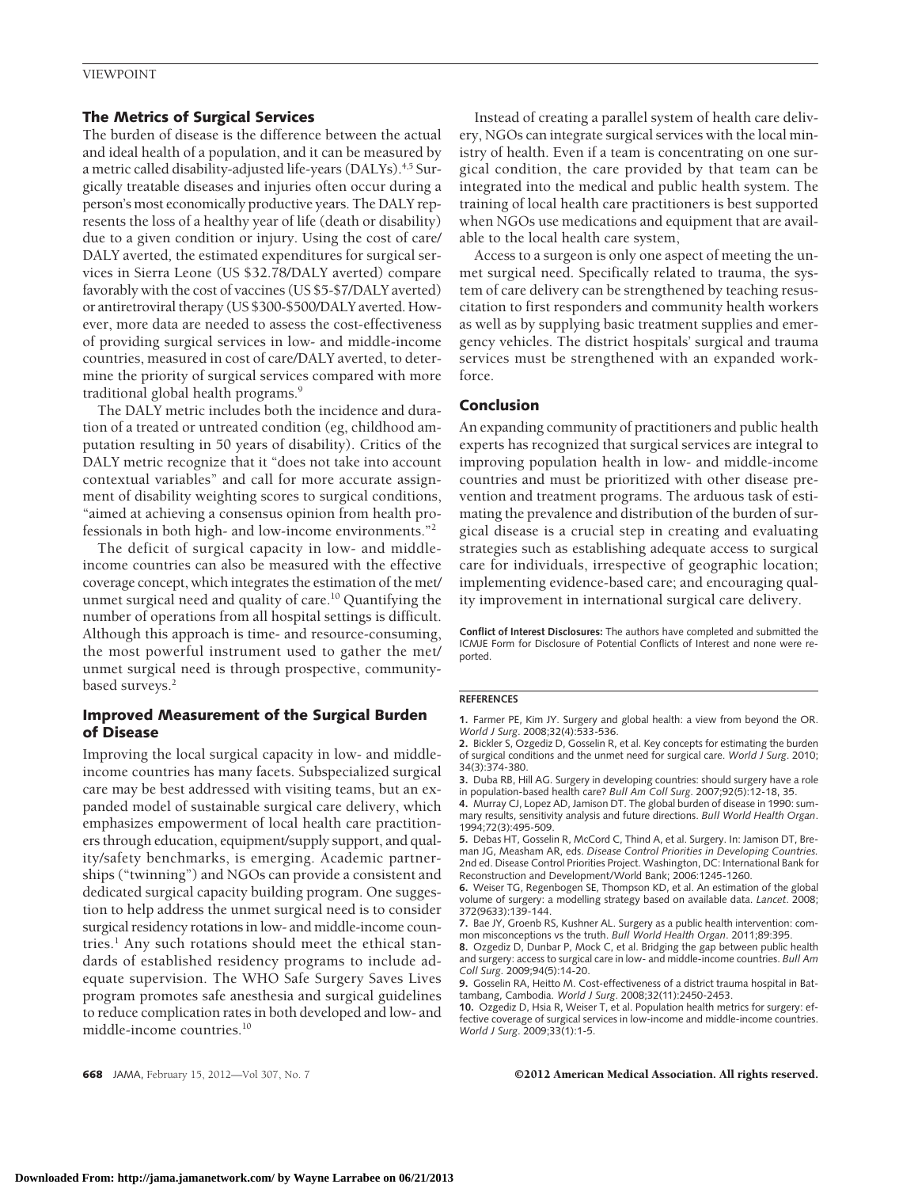## The Metrics of Surgical Services

The burden of disease is the difference between the actual and ideal health of a population, and it can be measured by a metric called disability-adjusted life-years (DALYs).[4,5] Surgically treatable diseases and injuries often occur during a person's most economically productive years. The DALY represents the loss of a healthy year of life (death or disability) due to a given condition or injury. Using the cost of care/DALY averted, the estimated expenditures for surgical services in Sierra Leone (US $32.78/DALY averted) compare favorably with the cost of vaccines (US $5-$7/DALY averted) or antiretroviral therapy (US $300-$500/DALY averted. However, more data are needed to assess the cost-effectiveness of providing surgical services in low- and middle-income countries, measured in cost of care/DALY averted, to determine the priority of surgical services compared with more traditional global health programs.[9]

The DALY metric includes both the incidence and duration of a treated or untreated condition (eg, childhood amputation resulting in 50 years of disability). Critics of the DALY metric recognize that it "does not take into account contextual variables" and call for more accurate assignment of disability weighting scores to surgical conditions, "aimed at achieving a consensus opinion from health professionals in both high- and low-income environments."[2]

The deficit of surgical capacity in low- and middle-income countries can also be measured with the effective coverage concept, which integrates the estimation of the met/unmet surgical need and quality of care.[10] Quantifying the number of operations from all hospital settings is difficult. Although this approach is time- and resource-consuming, the most powerful instrument used to gather the met/unmet surgical need is through prospective, community-based surveys.[2]

## Improved Measurement of the Surgical Burden of Disease

Improving the local surgical capacity in low- and middle-income countries has many facets. Subspecialized surgical care may be best addressed with visiting teams, but an expanded model of sustainable surgical care delivery, which emphasizes empowerment of local health care practitioners through education, equipment/supply support, and quality/safety benchmarks, is emerging. Academic partnerships ("twinning") and NGOs can provide a consistent and dedicated surgical capacity building program. One suggestion to help address the unmet surgical need is to consider surgical residency rotations in low- and middle-income countries.[1] Any such rotations should meet the ethical standards of established residency programs to include adequate supervision. The WHO Safe Surgery Saves Lives program promotes safe anesthesia and surgical guidelines to reduce complication rates in both developed and low- and middle-income countries.[10]

Instead of creating a parallel system of health care delivery, NGOs can integrate surgical services with the local ministry of health. Even if a team is concentrating on one surgical condition, the care provided by that team can be integrated into the medical and public health system. The training of local health care practitioners is best supported when NGOs use medications and equipment that are available to the local health care system,

Access to a surgeon is only one aspect of meeting the unmet surgical need. Specifically related to trauma, the system of care delivery can be strengthened by teaching resuscitation to first responders and community health workers as well as by supplying basic treatment supplies and emergency vehicles. The district hospitals' surgical and trauma services must be strengthened with an expanded workforce.

## Conclusion

An expanding community of practitioners and public health experts has recognized that surgical services are integral to improving population health in low- and middle-income countries and must be prioritized with other disease prevention and treatment programs. The arduous task of estimating the prevalence and distribution of the burden of surgical disease is a crucial step in creating and evaluating strategies such as establishing adequate access to surgical care for individuals, irrespective of geographic location; implementing evidence-based care; and encouraging quality improvement in international surgical care delivery.

**Conflict of Interest Disclosures:** The authors have completed and submitted the ICMJE Form for Disclosure of Potential Conflicts of Interest and none were reported.

### REFERENCES

1. Farmer PE, Kim JY. Surgery and global health: a view from beyond the OR. *World J Surg*. 2008;32(4):533-536.
2. Bickler S, Ozgediz D, Gosselin R, et al. Key concepts for estimating the burden of surgical conditions and the unmet need for surgical care. *World J Surg*. 2010; 34(3):374-380.
3. Duba RB, Hill AG. Surgery in developing countries: should surgery have a role in population-based health care? *Bull Am Coll Surg*. 2007;92(5):12-18, 35.
4. Murray CJ, Lopez AD, Jamison DT. The global burden of disease in 1990: summary results, sensitivity analysis and future directions. *Bull World Health Organ*. 1994;72(3):495-509.
5. Debas HT, Gosselin R, McCord C, Thind A, et al. Surgery. In: Jamison DT, Breman JG, Measham AR, eds. *Disease Control Priorities in Developing Countries*. 2nd ed. Disease Control Priorities Project. Washington, DC: International Bank for Reconstruction and Development/World Bank; 2006:1245-1260.
6. Weiser TG, Regenbogen SE, Thompson KD, et al. An estimation of the global volume of surgery: a modelling strategy based on available data. *Lancet*. 2008; 372(9633):139-144.
7. Bae JY, Groenb RS, Kushner AL. Surgery as a public health intervention: common misconceptions vs the truth. *Bull World Health Organ*. 2011;89:395.
8. Ozgediz D, Dunbar P, Mock C, et al. Bridging the gap between public health and surgery: access to surgical care in low- and middle-income countries. *Bull Am Coll Surg*. 2009;94(5):14-20.
9. Gosselin RA, Heitto M. Cost-effectiveness of a district trauma hospital in Battambang, Cambodia. *World J Surg*. 2008;32(11):2450-2453.
10. Ozgediz D, Hsia R, Weiser T, et al. Population health metrics for surgery: effective coverage of surgical services in low-income and middle-income countries. *World J Surg*. 2009;33(1):1-5.